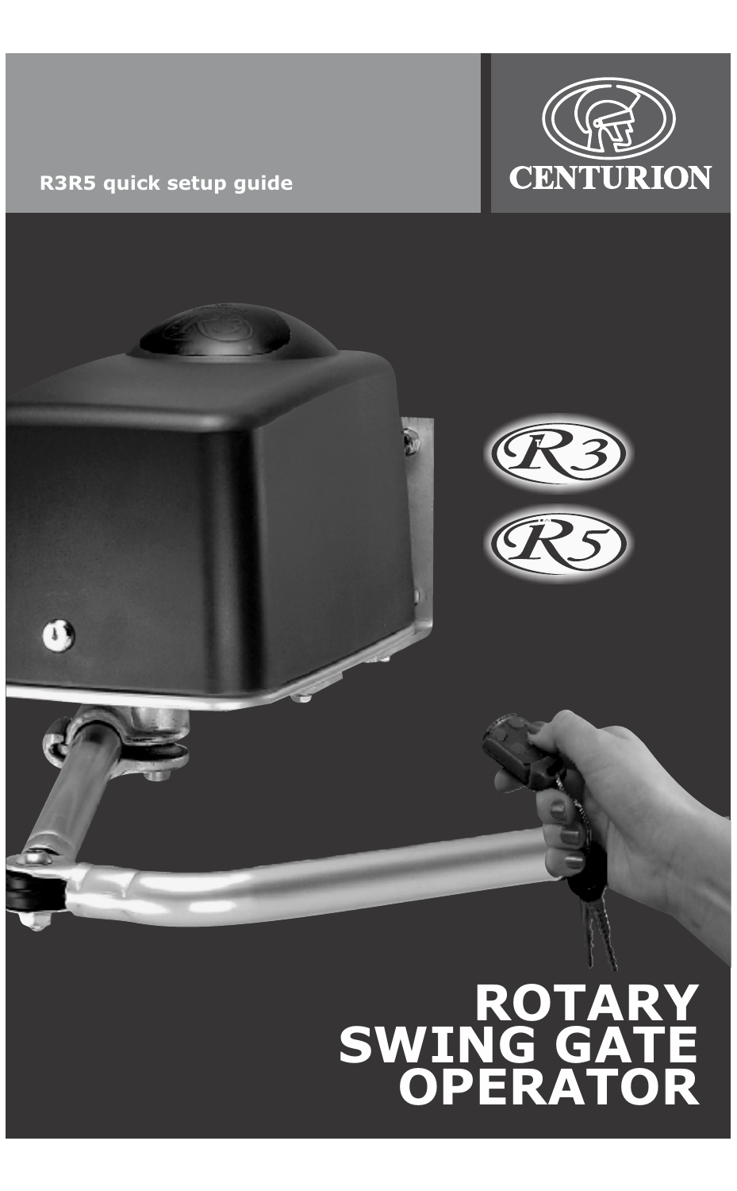R3R5 quick setup guide

CENTURION

R3

R5

# ROTARY SWING GATE OPERATOR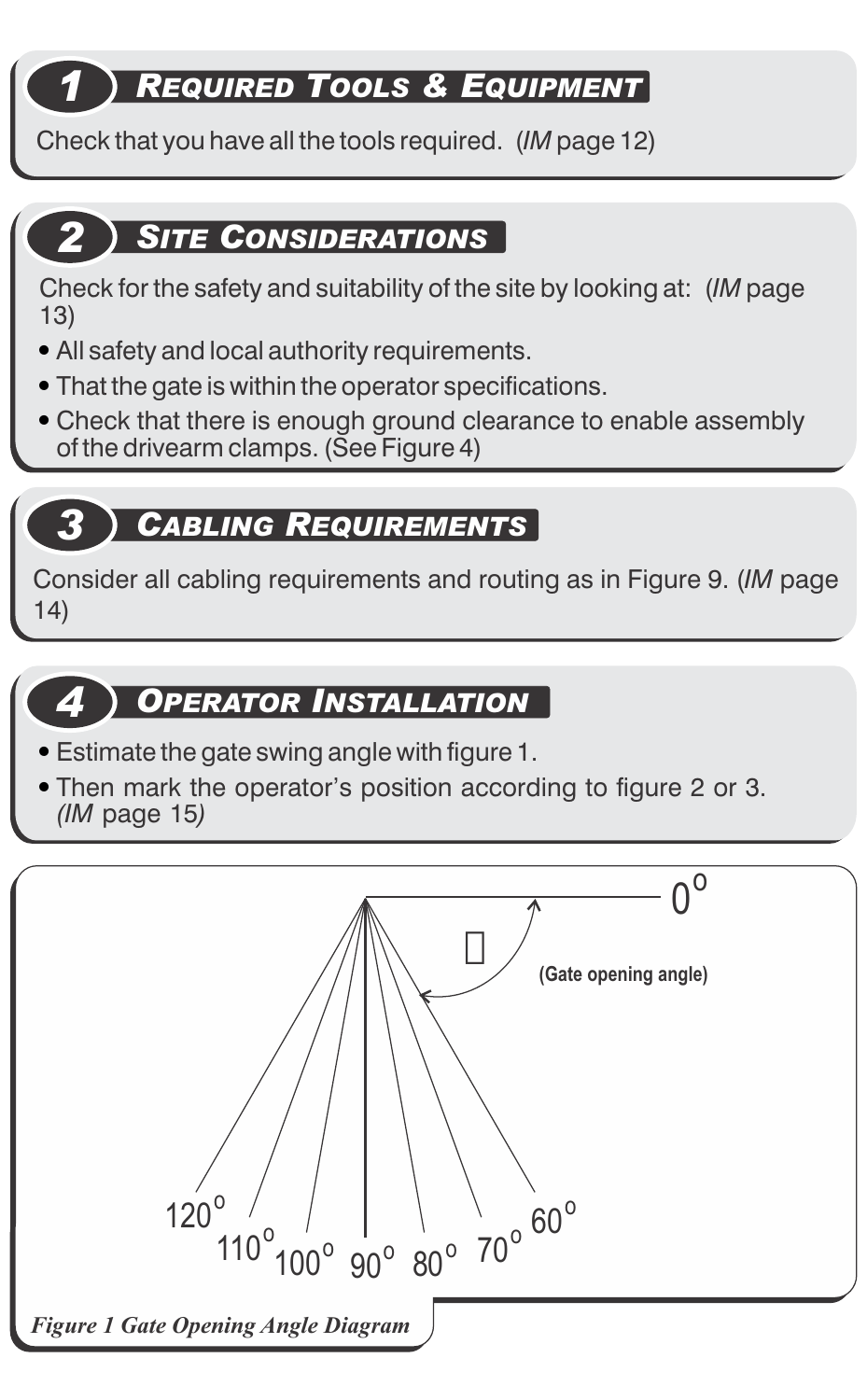## 1 Required Tools & Equipment

Check that you have all the tools required. (*IM* page 12)

## 2 Site Considerations

Check for the safety and suitability of the site by looking at: (*IM* page 13)

- All safety and local authority requirements.
- That the gate is within the operator specifications.
- Check that there is enough ground clearance to enable assembly of the drivearm clamps. (See Figure 4)

## 3 Cabling Requirements

Consider all cabling requirements and routing as in Figure 9. (*IM* page 14)

## 4 Operator Installation

- Estimate the gate swing angle with figure 1.
- Then mark the operator's position according to figure 2 or 3. *(IM page 15)*

$0^o$

(Gate opening angle)

$120^o$ $110^o$ $100^o$ $90^o$ $80^o$ $70^o$ $60^o$

*Figure 1 Gate Opening Angle Diagram*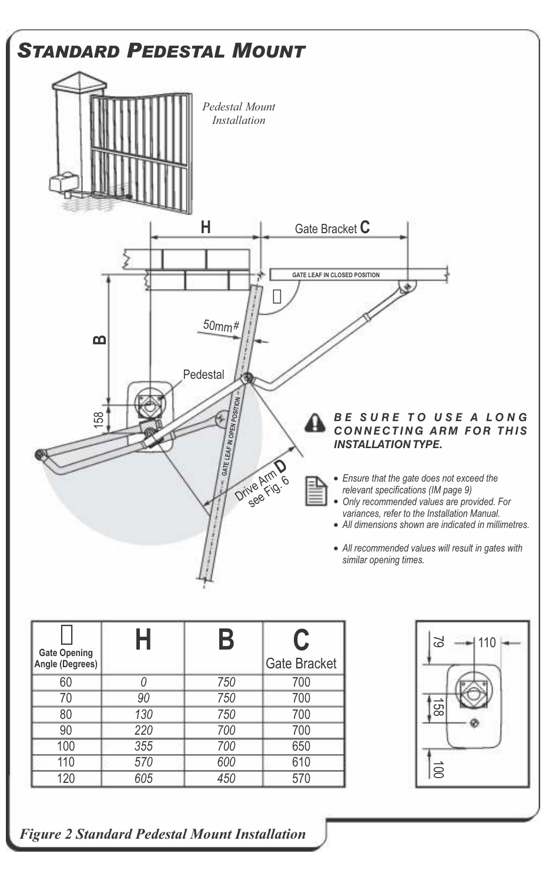# STANDARD PEDESTAL MOUNT

Pedestal Mount Installation

H

Gate Bracket **C**

GATE LEAF IN CLOSED POSITION

50mm#

**B**

Pedestal

158

GATE LEAF IN OPEN POSITION

Drive Arm **D** see Fig. 6

***BE SURE TO USE A LONG CONNECTING ARM FOR THIS INSTALLATION TYPE.***

- *Ensure that the gate does not exceed the relevant specifications (IM page 9)*
- *Only recommended values are provided. For variances, refer to the Installation Manual.*
- *All dimensions shown are indicated in millimetres.*
- *All recommended values will result in gates with similar opening times.*

| Gate Opening Angle (Degrees) | H | B | C Gate Bracket |
|---|---|---|---|
| 60 | *0* | *750* | 700 |
| 70 | *90* | *750* | 700 |
| 80 | *130* | *750* | 700 |
| 90 | *220* | *700* | 700 |
| 100 | *355* | *700* | 650 |
| 110 | *570* | *600* | 610 |
| 120 | *605* | *450* | 570 |

79

110

158

100

***Figure 2 Standard Pedestal Mount Installation***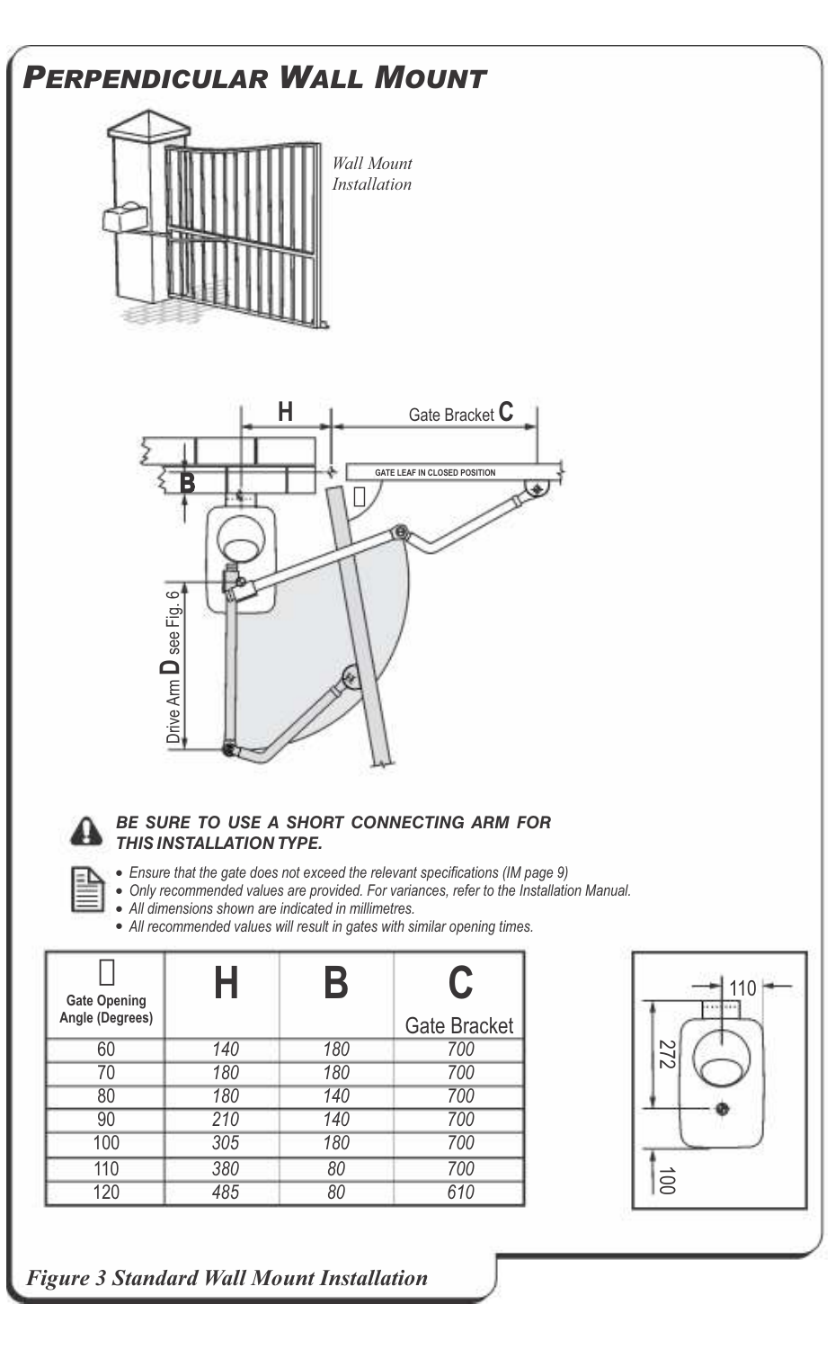# PERPENDICULAR WALL MOUNT

Wall Mount Installation

H

Gate Bracket **C**

B

GATE LEAF IN CLOSED POSITION

Drive Arm **D** see Fig. 6

**BE SURE TO USE A SHORT CONNECTING ARM FOR THIS INSTALLATION TYPE.**

- *Ensure that the gate does not exceed the relevant specifications (IM page 9)*
- *Only recommended values are provided. For variances, refer to the Installation Manual.*
- *All dimensions shown are indicated in millimetres.*
- *All recommended values will result in gates with similar opening times.*

| Gate Opening Angle (Degrees) | H | B | C Gate Bracket |
|---|---|---|---|
| 60 | *140* | *180* | *700* |
| 70 | *180* | *180* | *700* |
| 80 | *180* | *140* | *700* |
| 90 | *210* | *140* | *700* |
| 100 | *305* | *180* | *700* |
| 110 | *380* | *80* | *700* |
| 120 | *485* | *80* | *610* |

110

272

100

***Figure 3 Standard Wall Mount Installation***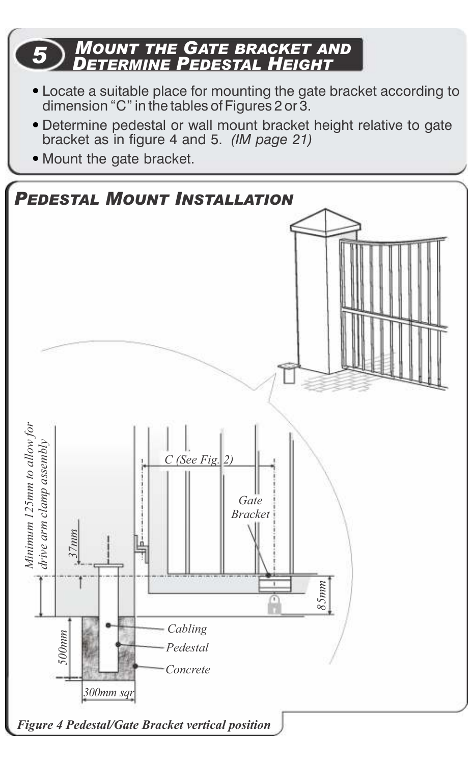## 5 Mount the Gate bracket and Determine Pedestal Height

- Locate a suitable place for mounting the gate bracket according to dimension "C" in the tables of Figures 2 or 3.
- Determine pedestal or wall mount bracket height relative to gate bracket as in figure 4 and 5. *(IM page 21)*
- Mount the gate bracket.

## Pedestal Mount Installation

Minimum 125mm to allow for drive arm clamp assembly

37mm

C (See Fig. 2)

Gate Bracket

85mm

Cabling

Pedestal

Concrete

500mm

300mm sqr

*Figure 4 Pedestal/Gate Bracket vertical position*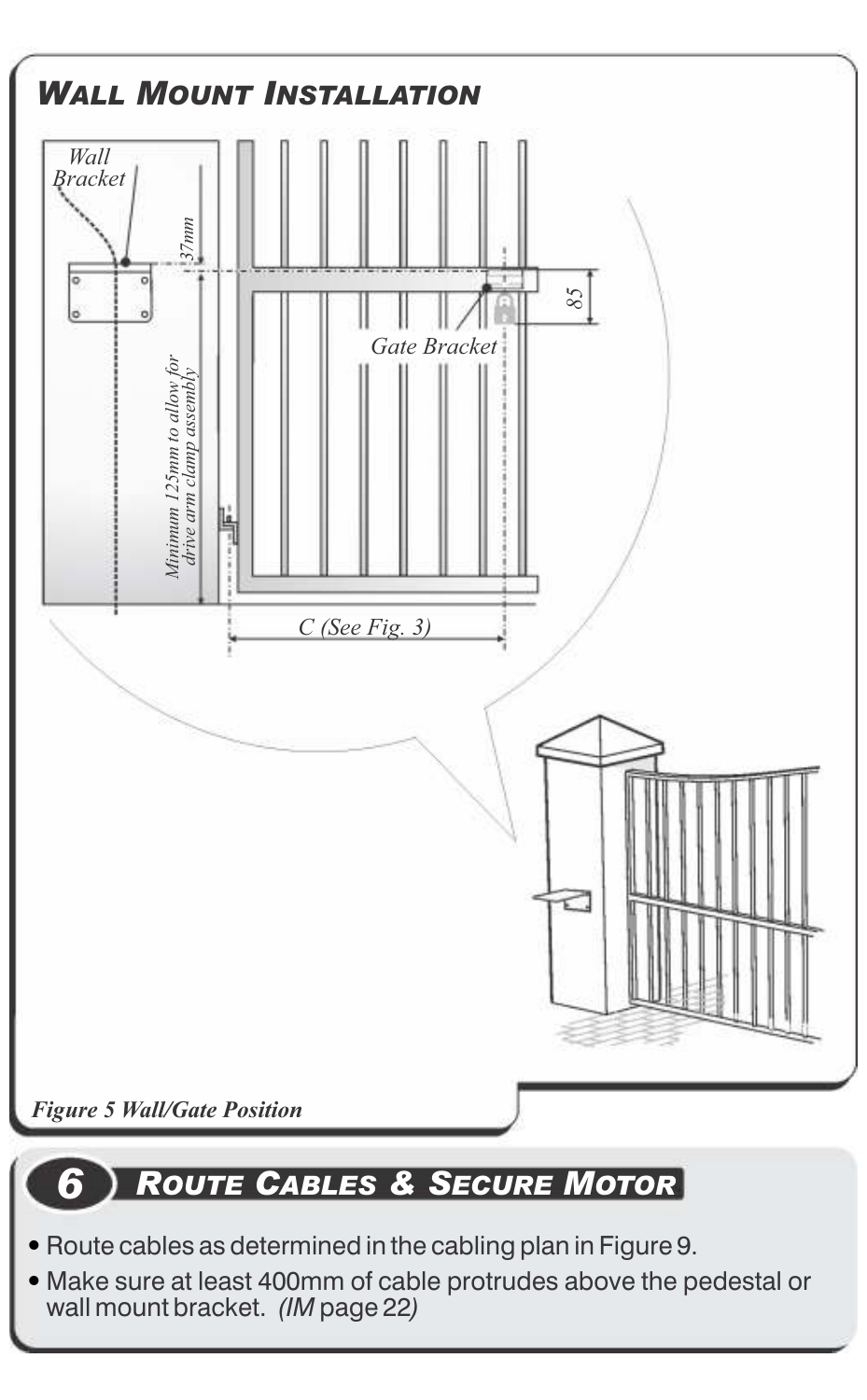## Wall Mount Installation

Wall
Bracket

37mm

85

Gate Bracket

Minimum 125mm to allow for drive arm clamp assembly

C (See Fig. 3)

*Figure 5 Wall/Gate Position*

## 6 Route Cables & Secure Motor

- Route cables as determined in the cabling plan in Figure 9.
- Make sure at least 400mm of cable protrudes above the pedestal or wall mount bracket. *(IM* page 22*)*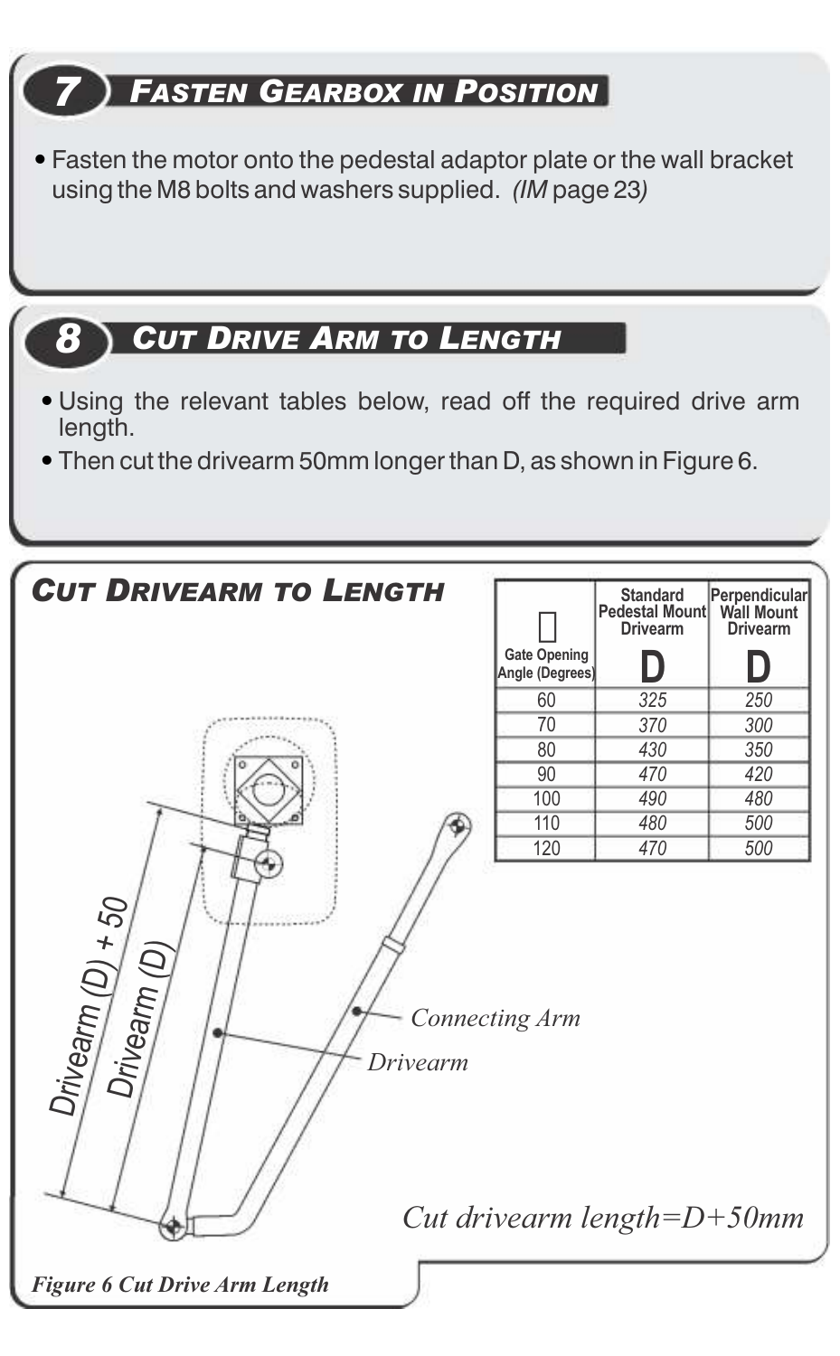## 7 FASTEN GEARBOX IN POSITION

- Fasten the motor onto the pedestal adaptor plate or the wall bracket using the M8 bolts and washers supplied. *(IM page 23)*

## 8 CUT DRIVE ARM TO LENGTH

- Using the relevant tables below, read off the required drive arm length.
- Then cut the drivearm 50mm longer than D, as shown in Figure 6.

### CUT DRIVEARM TO LENGTH

| Gate Opening Angle (Degrees) | Standard Pedestal Mount Drivearm D | Perpendicular Wall Mount Drivearm D |
|---|---|---|
| 60 | 325 | 250 |
| 70 | 370 | 300 |
| 80 | 430 | 350 |
| 90 | 470 | 420 |
| 100 | 490 | 480 |
| 110 | 480 | 500 |
| 120 | 470 | 500 |

Drivearm (D) + 50

Drivearm (D)

Connecting Arm

Drivearm

Cut drivearm length=D+50mm

*Figure 6 Cut Drive Arm Length*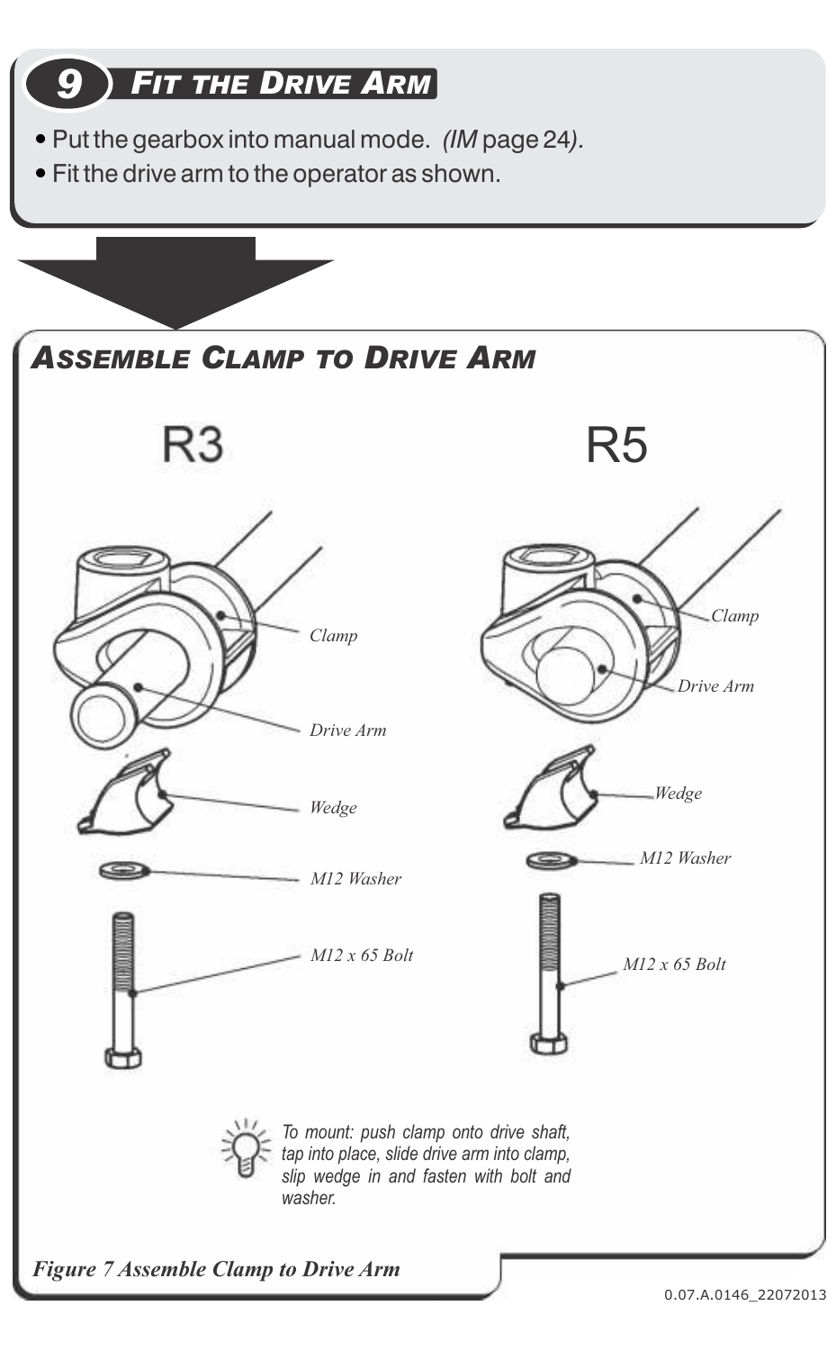## 9 FIT THE DRIVE ARM

- Put the gearbox into manual mode. *(IM page 24).*
- Fit the drive arm to the operator as shown.

### ASSEMBLE CLAMP TO DRIVE ARM

R3

Clamp

Drive Arm

Wedge

M12 Washer

M12 x 65 Bolt

R5

Clamp

Drive Arm

Wedge

M12 Washer

M12 x 65 Bolt

*To mount: push clamp onto drive shaft, tap into place, slide drive arm into clamp, slip wedge in and fasten with bolt and washer.*

*Figure 7 Assemble Clamp to Drive Arm*

0.07.A.0146_22072013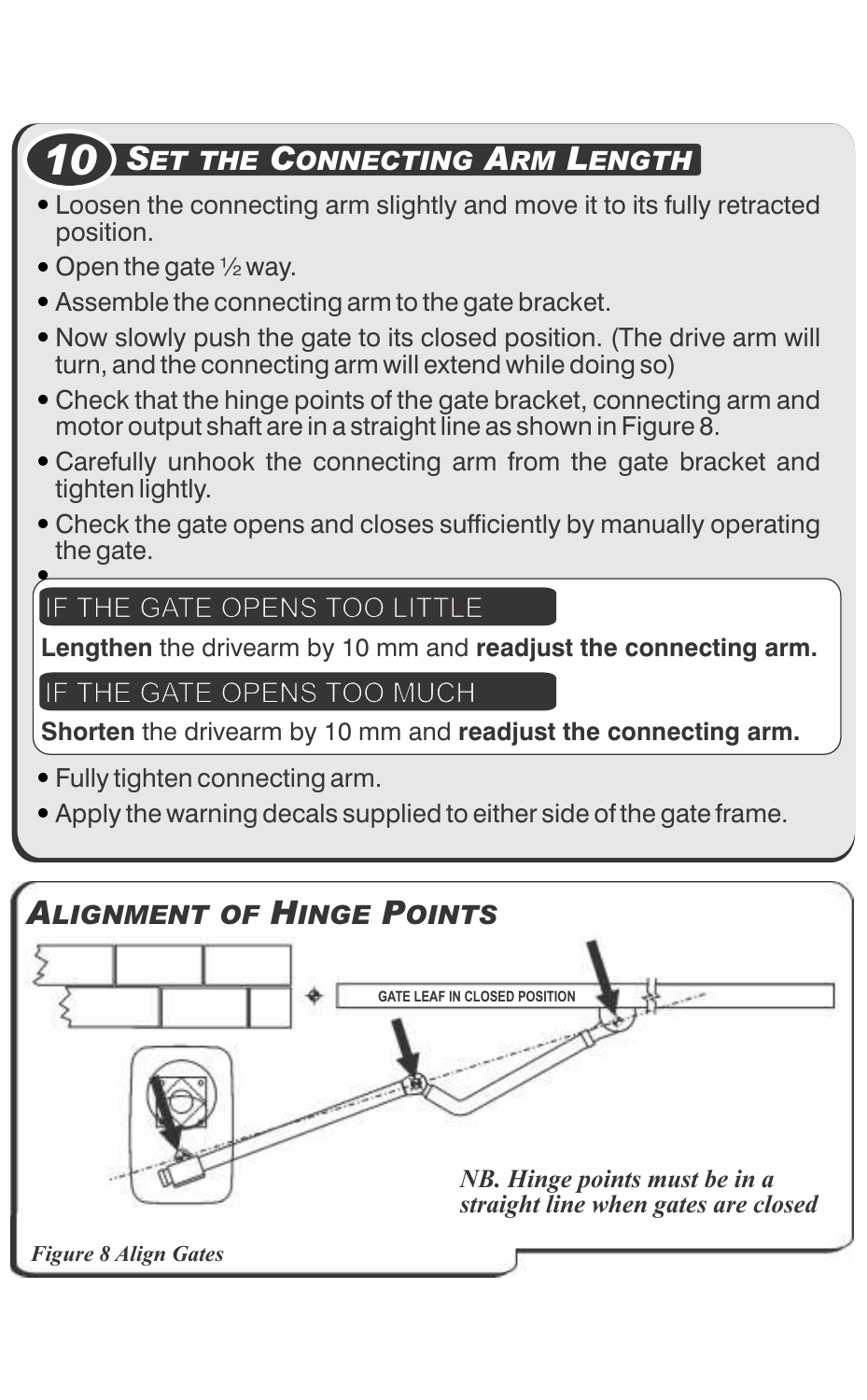## 10 Set the Connecting Arm Length

- Loosen the connecting arm slightly and move it to its fully retracted position.
- Open the gate ½ way.
- Assemble the connecting arm to the gate bracket.
- Now slowly push the gate to its closed position. (The drive arm will turn, and the connecting arm will extend while doing so)
- Check that the hinge points of the gate bracket, connecting arm and motor output shaft are in a straight line as shown in Figure 8.
- Carefully unhook the connecting arm from the gate bracket and tighten lightly.
- Check the gate opens and closes sufficiently by manually operating the gate.
- 

### IF THE GATE OPENS TOO LITTLE

**Lengthen** the drivearm by 10 mm and **readjust the connecting arm.**

### IF THE GATE OPENS TOO MUCH

**Shorten** the drivearm by 10 mm and **readjust the connecting arm.**

- Fully tighten connecting arm.
- Apply the warning decals supplied to either side of the gate frame.

## Alignment of Hinge Points

GATE LEAF IN CLOSED POSITION

*NB. Hinge points must be in a straight line when gates are closed*

*Figure 8 Align Gates*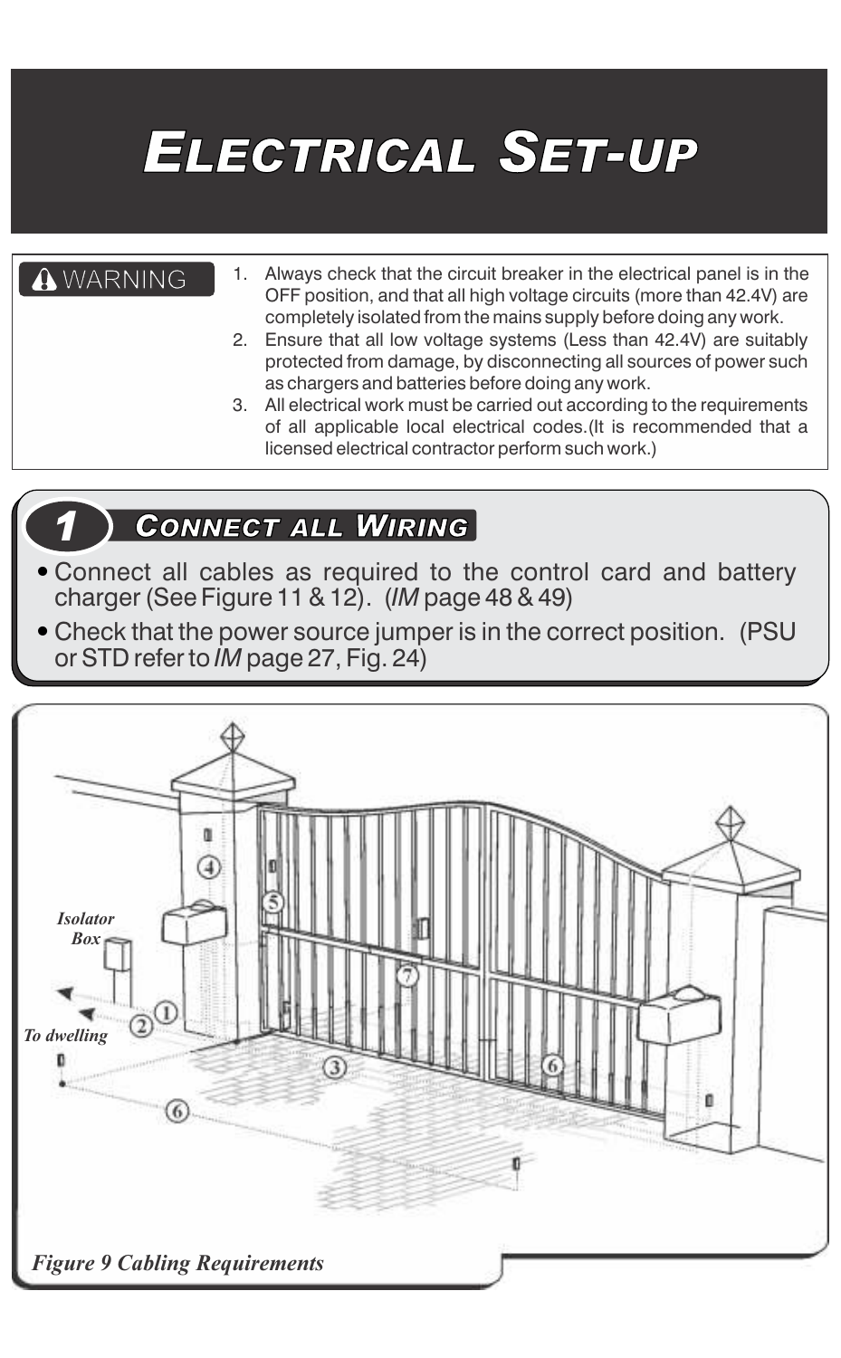# ELECTRICAL SET-UP

**⚠ WARNING**

1. Always check that the circuit breaker in the electrical panel is in the OFF position, and that all high voltage circuits (more than 42.4V) are completely isolated from the mains supply before doing any work.
2. Ensure that all low voltage systems (Less than 42.4V) are suitably protected from damage, by disconnecting all sources of power such as chargers and batteries before doing any work.
3. All electrical work must be carried out according to the requirements of all applicable local electrical codes.(It is recommended that a licensed electrical contractor perform such work.)

## 1 CONNECT ALL WIRING

- Connect all cables as required to the control card and battery charger (See Figure 11 & 12). (*IM* page 48 & 49)
- Check that the power source jumper is in the correct position. (PSU or STD refer to *IM* page 27, Fig. 24)

Isolator Box

To dwelling

1
2
3
4
5
6
7

*Figure 9 Cabling Requirements*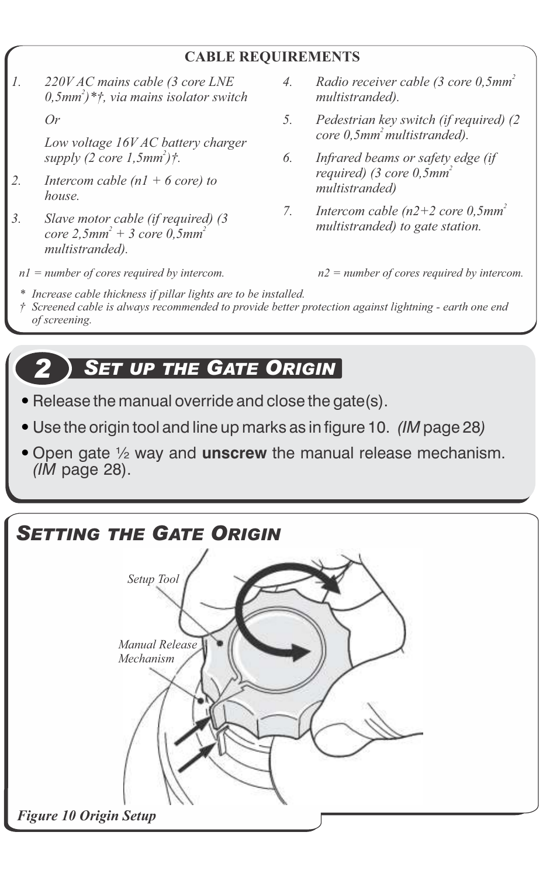## CABLE REQUIREMENTS

1. *220V AC mains cable (3 core LNE 0,5mm$^2$)*†, via mains isolator switch*

   *Or*

   *Low voltage 16V AC battery charger supply (2 core 1,5mm$^2$)†.*
2. *Intercom cable (n1 + 6 core) to house.*
3. *Slave motor cable (if required) (3 core 2,5mm$^2$ + 3 core 0,5mm$^2$ multistranded).*
4. *Radio receiver cable (3 core 0,5mm$^2$ multistranded).*
5. *Pedestrian key switch (if required) (2 core 0,5mm$^2$ multistranded).*
6. *Infrared beams or safety edge (if required) (3 core 0,5mm$^2$ multistranded)*
7. *Intercom cable (n2+2 core 0,5mm$^2$ multistranded) to gate station.*

*n1 = number of cores required by intercom.*

*n2 = number of cores required by intercom.*

\* *Increase cable thickness if pillar lights are to be installed.*

† *Screened cable is always recommended to provide better protection against lightning - earth one end of screening.*

## 2 SET UP THE GATE ORIGIN

- Release the manual override and close the gate(s).
- Use the origin tool and line up marks as in figure 10. *(IM* page 28*)*
- Open gate ½ way and **unscrew** the manual release mechanism. *(IM* page 28).

## SETTING THE GATE ORIGIN

*Setup Tool*

*Manual Release Mechanism*

***Figure 10 Origin Setup***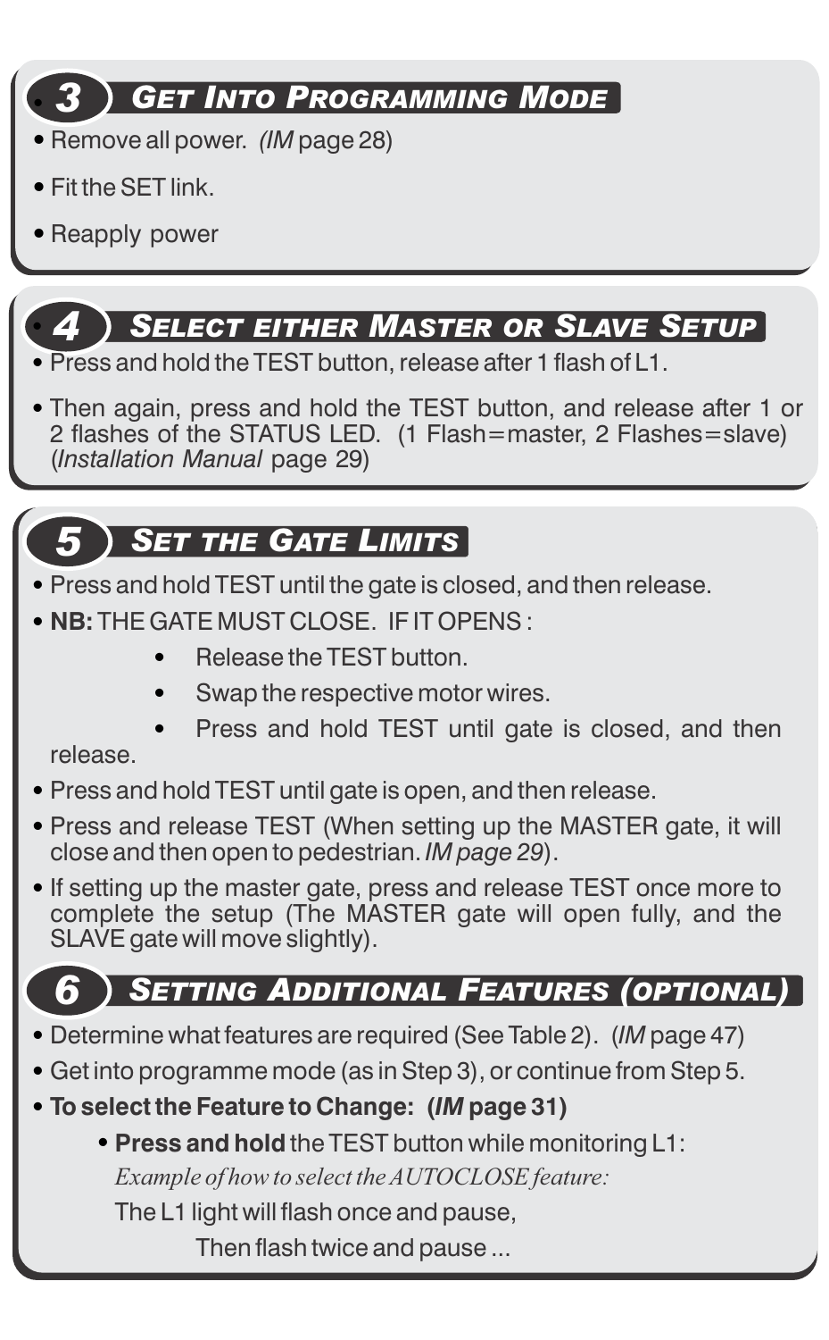## 3 GET INTO PROGRAMMING MODE

- Remove all power. *(IM* page 28)
- Fit the SET link.
- Reapply power

## 4 SELECT EITHER MASTER OR SLAVE SETUP

- Press and hold the TEST button, release after 1 flash of L1.
- Then again, press and hold the TEST button, and release after 1 or 2 flashes of the STATUS LED. (1 Flash=master, 2 Flashes=slave) (*Installation Manual* page 29)

## 5 SET THE GATE LIMITS

- Press and hold TEST until the gate is closed, and then release.
- **NB:** THE GATE MUST CLOSE. IF IT OPENS :
    - Release the TEST button.
    - Swap the respective motor wires.
    - Press and hold TEST until gate is closed, and then release.
- Press and hold TEST until gate is open, and then release.
- Press and release TEST (When setting up the MASTER gate, it will close and then open to pedestrian. *IM page 29*).
- If setting up the master gate, press and release TEST once more to complete the setup (The MASTER gate will open fully, and the SLAVE gate will move slightly).

## 6 SETTING ADDITIONAL FEATURES (OPTIONAL)

- Determine what features are required (See Table 2). (*IM* page 47)
- Get into programme mode (as in Step 3), or continue from Step 5.
- **To select the Feature to Change: (*IM* page 31)**
    - **Press and hold** the TEST button while monitoring L1:

      *Example of how to select the AUTOCLOSE feature:*

      The L1 light will flash once and pause,

      Then flash twice and pause ...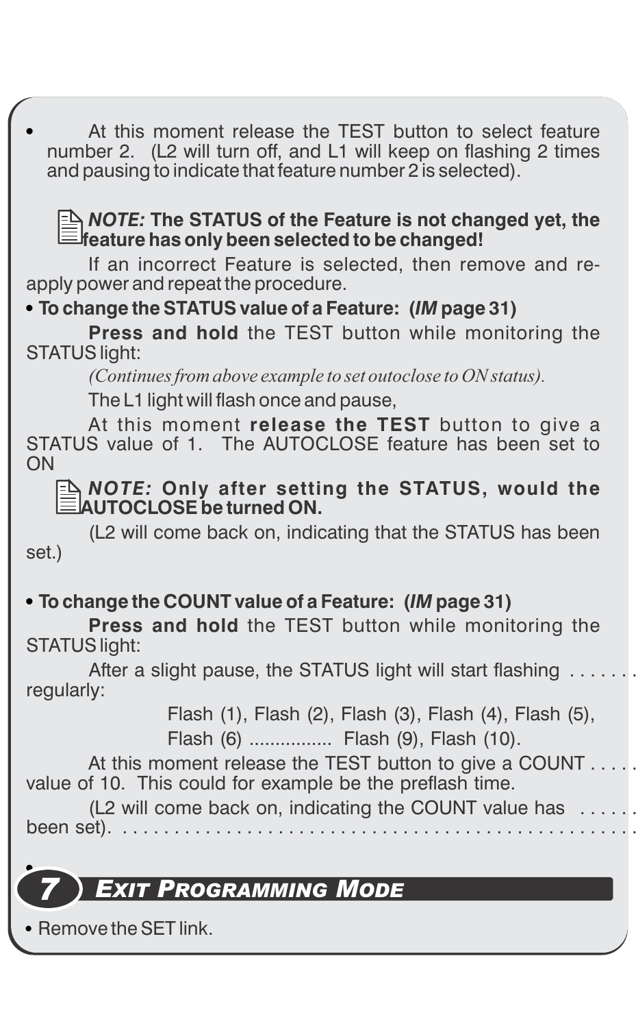- At this moment release the TEST button to select feature number 2. (L2 will turn off, and L1 will keep on flashing 2 times and pausing to indicate that feature number 2 is selected).

***NOTE:* The STATUS of the Feature is not changed yet, the feature has only been selected to be changed!**

If an incorrect Feature is selected, then remove and re-apply power and repeat the procedure.

- **To change the STATUS value of a Feature: (*IM* page 31)**

**Press and hold** the TEST button while monitoring the STATUS light:

*(Continues from above example to set outoclose to ON status).*

The L1 light will flash once and pause,

At this moment **release the TEST** button to give a STATUS value of 1. The AUTOCLOSE feature has been set to ON

***NOTE:* Only after setting the STATUS, would the AUTOCLOSE be turned ON.**

(L2 will come back on, indicating that the STATUS has been set.)

- **To change the COUNT value of a Feature: (*IM* page 31)**

**Press and hold** the TEST button while monitoring the STATUS light:

After a slight pause, the STATUS light will start flashing ....... regularly:

Flash (1), Flash (2), Flash (3), Flash (4), Flash (5),
Flash (6) ................ Flash (9), Flash (10).

At this moment release the TEST button to give a COUNT ..... value of 10. This could for example be the preflash time.

(L2 will come back on, indicating the COUNT value has ...... been set). ................................................

## 7 EXIT PROGRAMMING MODE

- Remove the SET link.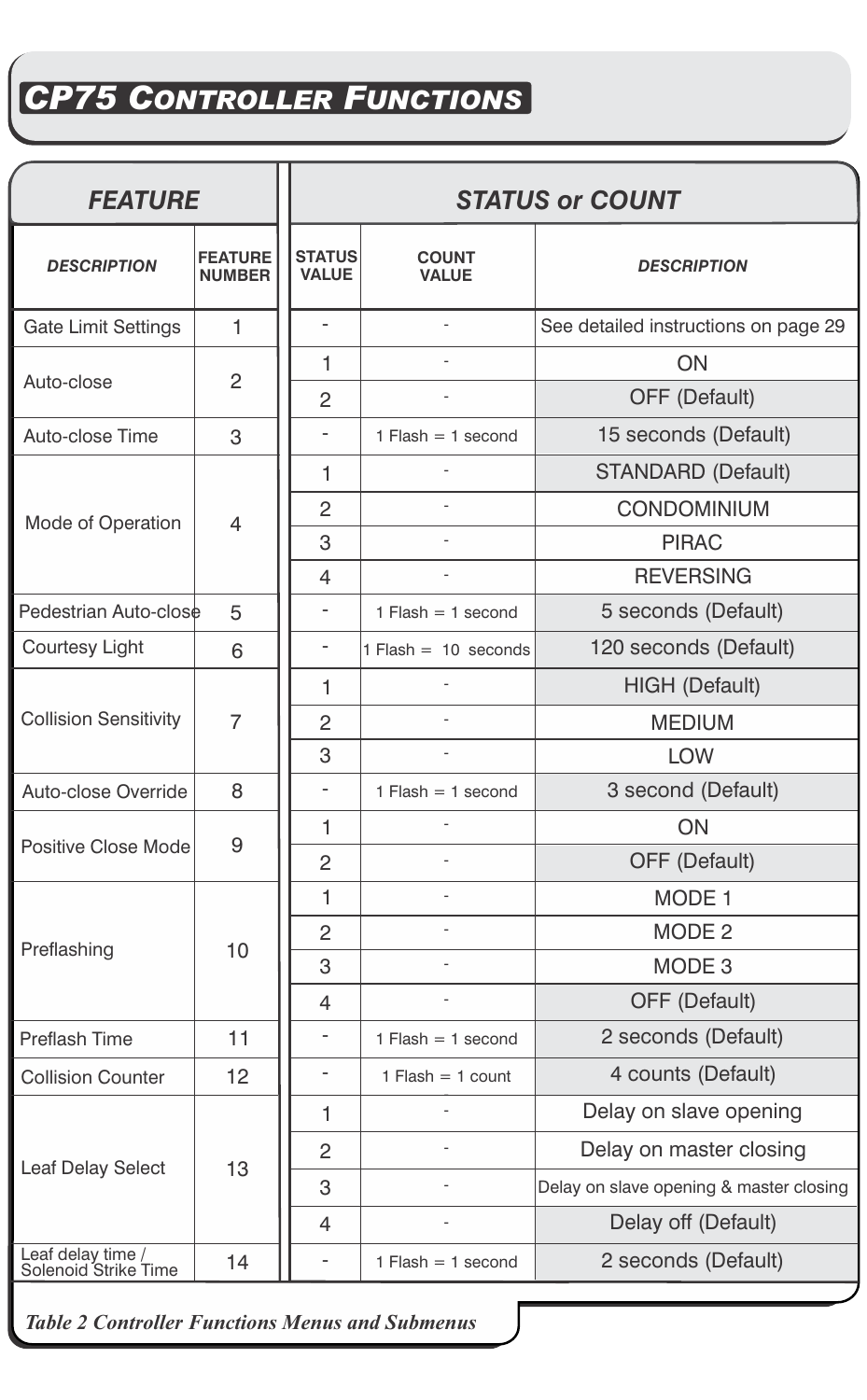## CP75 Controller Functions

| FEATURE | | STATUS or COUNT | | |
|---|---|---|---|---|
| ***DESCRIPTION*** | **FEATURE NUMBER** | **STATUS VALUE** | **COUNT VALUE** | ***DESCRIPTION*** |
| Gate Limit Settings | 1 | - | - | See detailed instructions on page 29 |
| Auto-close | 2 | 1 | - | ON |
| | | 2 | - | OFF (Default) |
| Auto-close Time | 3 | - | 1 Flash = 1 second | 15 seconds (Default) |
| Mode of Operation | 4 | 1 | - | STANDARD (Default) |
| | | 2 | - | CONDOMINIUM |
| | | 3 | - | PIRAC |
| | | 4 | - | REVERSING |
| Pedestrian Auto-close | 5 | - | 1 Flash = 1 second | 5 seconds (Default) |
| Courtesy Light | 6 | - | 1 Flash = 10 seconds | 120 seconds (Default) |
| Collision Sensitivity | 7 | 1 | - | HIGH (Default) |
| | | 2 | - | MEDIUM |
| | | 3 | - | LOW |
| Auto-close Override | 8 | - | 1 Flash = 1 second | 3 second (Default) |
| Positive Close Mode | 9 | 1 | - | ON |
| | | 2 | - | OFF (Default) |
| Preflashing | 10 | 1 | - | MODE 1 |
| | | 2 | - | MODE 2 |
| | | 3 | - | MODE 3 |
| | | 4 | - | OFF (Default) |
| Preflash Time | 11 | - | 1 Flash = 1 second | 2 seconds (Default) |
| Collision Counter | 12 | - | 1 Flash = 1 count | 4 counts (Default) |
| Leaf Delay Select | 13 | 1 | - | Delay on slave opening |
| | | 2 | - | Delay on master closing |
| | | 3 | - | Delay on slave opening & master closing |
| | | 4 | - | Delay off (Default) |
| Leaf delay time / Solenoid Strike Time | 14 | - | 1 Flash = 1 second | 2 seconds (Default) |

*Table 2 Controller Functions Menus and Submenus*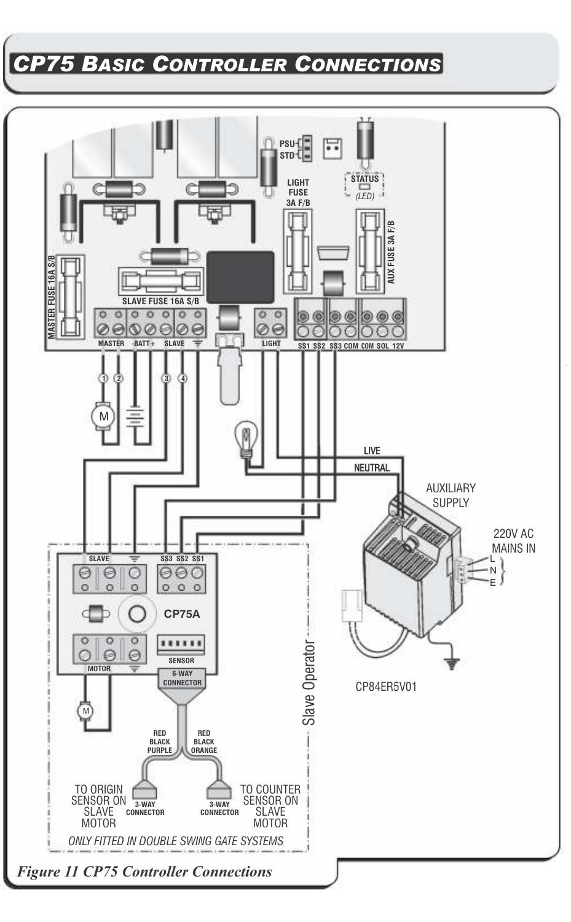# CP75 Basic Controller Connections

PSU
STD
LIGHT FUSE 3A F/B
STATUS (LED)
AUX FUSE 3A F/B
MASTER FUSE 16A S/B
SLAVE FUSE 16A S/B
MASTER -BATT+ SLAVE
LIGHT
SS1 SS2 SS3 COM COM SOL 12V
1 2 3 4
M
LIVE
NEUTRAL
AUXILIARY SUPPLY
220V AC MAINS IN
L
N
E
CP84ER5V01
SLAVE
SS3 SS2 SS1
CP75A
MOTOR
SENSOR
6-WAY CONNECTOR
M
RED BLACK PURPLE
RED BLACK ORANGE
TO ORIGIN SENSOR ON SLAVE MOTOR
3-WAY CONNECTOR
3-WAY CONNECTOR
TO COUNTER SENSOR ON SLAVE MOTOR
Slave Operator
ONLY FITTED IN DOUBLE SWING GATE SYSTEMS

*Figure 11 CP75 Controller Connections*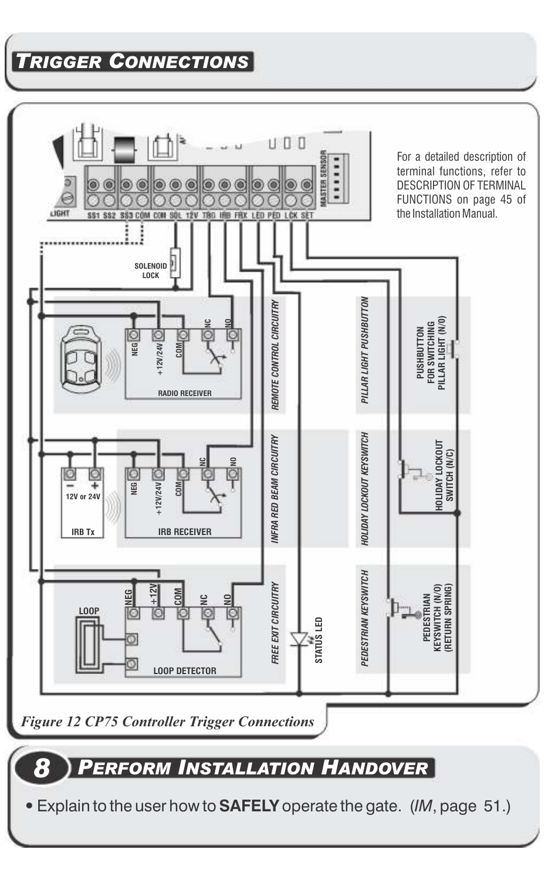## Trigger Connections

For a detailed description of terminal functions, refer to DESCRIPTION OF TERMINAL FUNCTIONS on page 45 of the Installation Manual.

LIGHT SS1 SS2 SS3 COM COM SOL 12V TRG IRB FRX LED PED LCK SET

MASTER SENSOR

SOLENOID LOCK

NEG +12V/24V COM NC NO

RADIO RECEIVER

REMOTE CONTROL CIRCUITRY

PILLAR LIGHT PUSHBUTTON

PUSHBUTTON FOR SWITCHING PILLAR LIGHT (N/O)

− + 12V or 24V IRB Tx

NEG +12V/24V COM NC NO

IRB RECEIVER

INFRA RED BEAM CIRCUITRY

HOLIDAY LOCKOUT KEYSWITCH

HOLIDAY LOCKOUT SWITCH (N/C)

LOOP

NEG +12V COM NC NO

LOOP DETECTOR

FREE EXIT CIRCUITRY

STATUS LED

PEDESTRIAN KEYSWITCH

PEDESTRIAN KEYSWITCH (N/O) (RETURN SPRING)

*Figure 12 CP75 Controller Trigger Connections*

## 8 Perform Installation Handover

- Explain to the user how to **SAFELY** operate the gate. (*IM*, page 51.)